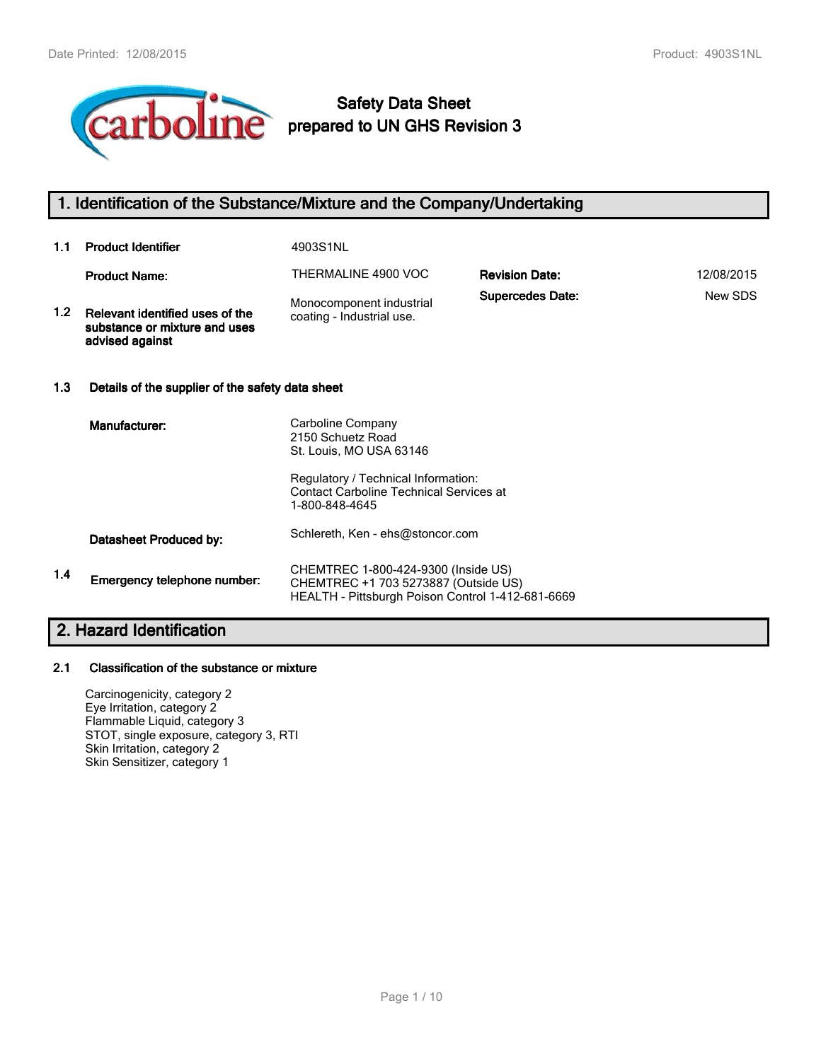# Safety Data Sheet prepared to UN GHS Revision 3

## 1. Identification of the Substance/Mixture and the Company/Undertaking

**1.1 Product Identifier** 4903S1NL

**Product Name:** THERMALINE 4900 VOC

**Revision Date:** 12/08/2015

**Supercedes Date:** New SDS

**1.2 Relevant identified uses of the substance or mixture and uses advised against**

Monocomponent industrial coating - Industrial use.

**1.3 Details of the supplier of the safety data sheet**

**Manufacturer:**

Carboline Company
2150 Schuetz Road
St. Louis, MO USA 63146

Regulatory / Technical Information:
Contact Carboline Technical Services at
1-800-848-4645

**Datasheet Produced by:** Schlereth, Ken - ehs@stoncor.com

**1.4 Emergency telephone number:**

CHEMTREC 1-800-424-9300 (Inside US)
CHEMTREC +1 703 5273887 (Outside US)
HEALTH - Pittsburgh Poison Control 1-412-681-6669

## 2. Hazard Identification

**2.1 Classification of the substance or mixture**

Carcinogenicity, category 2
Eye Irritation, category 2
Flammable Liquid, category 3
STOT, single exposure, category 3, RTI
Skin Irritation, category 2
Skin Sensitizer, category 1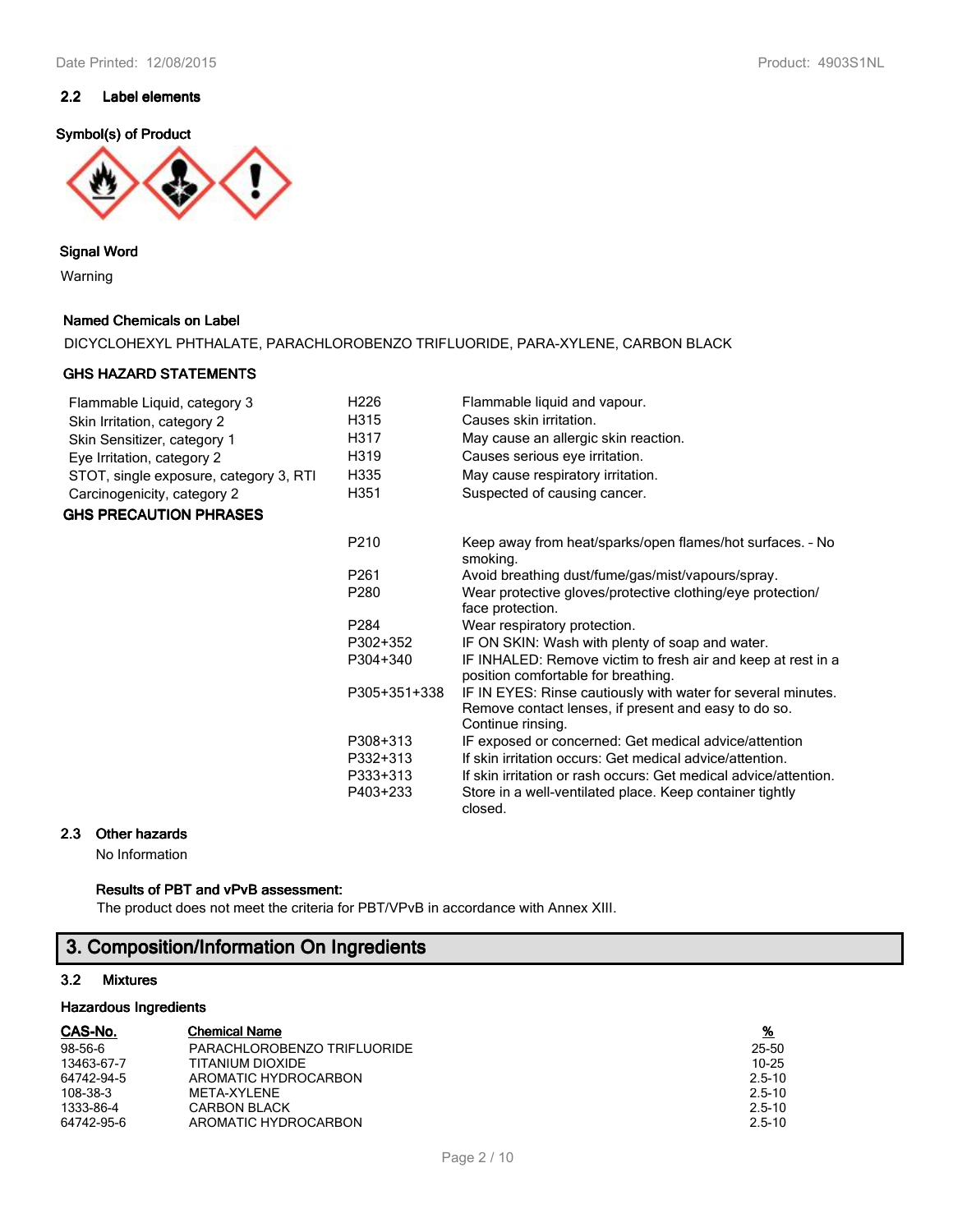## 2.2 Label elements

**Symbol(s) of Product**

**Signal Word**

Warning

**Named Chemicals on Label**

DICYCLOHEXYL PHTHALATE, PARACHLOROBENZO TRIFLUORIDE, PARA-XYLENE, CARBON BLACK

**GHS HAZARD STATEMENTS**

| | | |
|---|---|---|
| Flammable Liquid, category 3 | H226 | Flammable liquid and vapour. |
| Skin Irritation, category 2 | H315 | Causes skin irritation. |
| Skin Sensitizer, category 1 | H317 | May cause an allergic skin reaction. |
| Eye Irritation, category 2 | H319 | Causes serious eye irritation. |
| STOT, single exposure, category 3, RTI | H335 | May cause respiratory irritation. |
| Carcinogenicity, category 2 | H351 | Suspected of causing cancer. |

**GHS PRECAUTION PHRASES**

| | |
|---|---|
| P210 | Keep away from heat/sparks/open flames/hot surfaces. - No smoking. |
| P261 | Avoid breathing dust/fume/gas/mist/vapours/spray. |
| P280 | Wear protective gloves/protective clothing/eye protection/ face protection. |
| P284 | Wear respiratory protection. |
| P302+352 | IF ON SKIN: Wash with plenty of soap and water. |
| P304+340 | IF INHALED: Remove victim to fresh air and keep at rest in a position comfortable for breathing. |
| P305+351+338 | IF IN EYES: Rinse cautiously with water for several minutes. Remove contact lenses, if present and easy to do so. Continue rinsing. |
| P308+313 | IF exposed or concerned: Get medical advice/attention |
| P332+313 | If skin irritation occurs: Get medical advice/attention. |
| P333+313 | If skin irritation or rash occurs: Get medical advice/attention. |
| P403+233 | Store in a well-ventilated place. Keep container tightly closed. |

## 2.3 Other hazards

No Information

**Results of PBT and vPvB assessment:**

The product does not meet the criteria for PBT/VPvB in accordance with Annex XIII.

# 3. Composition/Information On Ingredients

## 3.2 Mixtures

**Hazardous Ingredients**

| CAS-No. | Chemical Name | % |
|---|---|---|
| 98-56-6 | PARACHLOROBENZO TRIFLUORIDE | 25-50 |
| 13463-67-7 | TITANIUM DIOXIDE | 10-25 |
| 64742-94-5 | AROMATIC HYDROCARBON | 2.5-10 |
| 108-38-3 | META-XYLENE | 2.5-10 |
| 1333-86-4 | CARBON BLACK | 2.5-10 |
| 64742-95-6 | AROMATIC HYDROCARBON | 2.5-10 |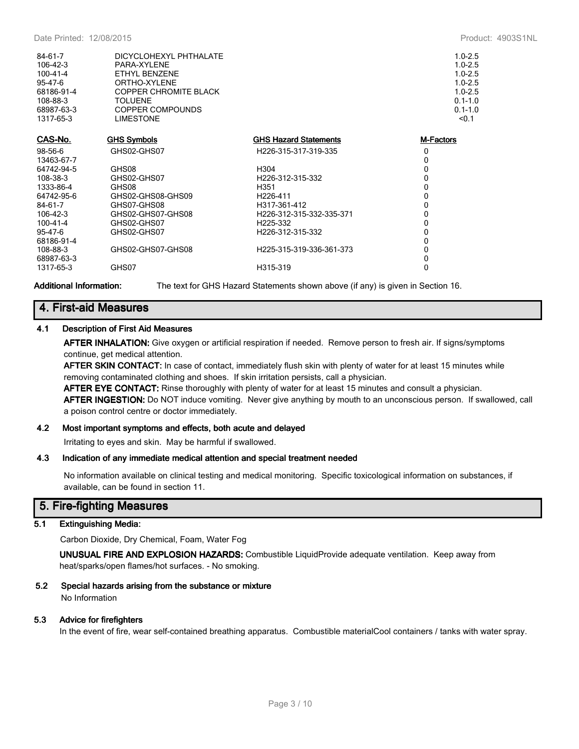| | | |
|---|---|---|
| 84-61-7 | DICYCLOHEXYL PHTHALATE | 1.0-2.5 |
| 106-42-3 | PARA-XYLENE | 1.0-2.5 |
| 100-41-4 | ETHYL BENZENE | 1.0-2.5 |
| 95-47-6 | ORTHO-XYLENE | 1.0-2.5 |
| 68186-91-4 | COPPER CHROMITE BLACK | 1.0-2.5 |
| 108-88-3 | TOLUENE | 0.1-1.0 |
| 68987-63-3 | COPPER COMPOUNDS | 0.1-1.0 |
| 1317-65-3 | LIMESTONE | <0.1 |

| CAS-No. | GHS Symbols | GHS Hazard Statements | M-Factors |
|---|---|---|---|
| 98-56-6 | GHS02-GHS07 | H226-315-317-319-335 | 0 |
| 13463-67-7 | | | 0 |
| 64742-94-5 | GHS08 | H304 | 0 |
| 108-38-3 | GHS02-GHS07 | H226-312-315-332 | 0 |
| 1333-86-4 | GHS08 | H351 | 0 |
| 64742-95-6 | GHS02-GHS08-GHS09 | H226-411 | 0 |
| 84-61-7 | GHS07-GHS08 | H317-361-412 | 0 |
| 106-42-3 | GHS02-GHS07-GHS08 | H226-312-315-332-335-371 | 0 |
| 100-41-4 | GHS02-GHS07 | H225-332 | 0 |
| 95-47-6 | GHS02-GHS07 | H226-312-315-332 | 0 |
| 68186-91-4 | | | 0 |
| 108-88-3 | GHS02-GHS07-GHS08 | H225-315-319-336-361-373 | 0 |
| 68987-63-3 | | | 0 |
| 1317-65-3 | GHS07 | H315-319 | 0 |

**Additional Information:** The text for GHS Hazard Statements shown above (if any) is given in Section 16.

## 4. First-aid Measures

### 4.1 Description of First Aid Measures

**AFTER INHALATION:** Give oxygen or artificial respiration if needed. Remove person to fresh air. If signs/symptoms continue, get medical attention.

**AFTER SKIN CONTACT:** In case of contact, immediately flush skin with plenty of water for at least 15 minutes while removing contaminated clothing and shoes. If skin irritation persists, call a physician.

**AFTER EYE CONTACT:** Rinse thoroughly with plenty of water for at least 15 minutes and consult a physician.

**AFTER INGESTION:** Do NOT induce vomiting. Never give anything by mouth to an unconscious person. If swallowed, call a poison control centre or doctor immediately.

### 4.2 Most important symptoms and effects, both acute and delayed

Irritating to eyes and skin. May be harmful if swallowed.

### 4.3 Indication of any immediate medical attention and special treatment needed

No information available on clinical testing and medical monitoring. Specific toxicological information on substances, if available, can be found in section 11.

## 5. Fire-fighting Measures

### 5.1 Extinguishing Media:

Carbon Dioxide, Dry Chemical, Foam, Water Fog

**UNUSUAL FIRE AND EXPLOSION HAZARDS:** Combustible LiquidProvide adequate ventilation. Keep away from heat/sparks/open flames/hot surfaces. - No smoking.

### 5.2 Special hazards arising from the substance or mixture

No Information

### 5.3 Advice for firefighters

In the event of fire, wear self-contained breathing apparatus. Combustible materialCool containers / tanks with water spray.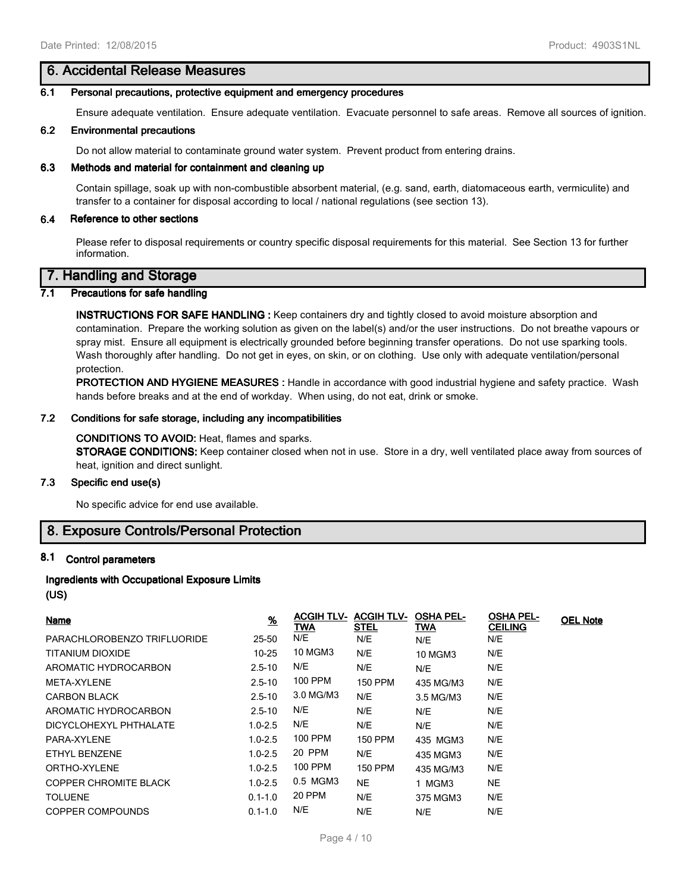## 6. Accidental Release Measures

### 6.1 Personal precautions, protective equipment and emergency procedures

Ensure adequate ventilation. Ensure adequate ventilation. Evacuate personnel to safe areas. Remove all sources of ignition.

### 6.2 Environmental precautions

Do not allow material to contaminate ground water system. Prevent product from entering drains.

### 6.3 Methods and material for containment and cleaning up

Contain spillage, soak up with non-combustible absorbent material, (e.g. sand, earth, diatomaceous earth, vermiculite) and transfer to a container for disposal according to local / national regulations (see section 13).

### 6.4 Reference to other sections

Please refer to disposal requirements or country specific disposal requirements for this material. See Section 13 for further information.

## 7. Handling and Storage

### 7.1 Precautions for safe handling

**INSTRUCTIONS FOR SAFE HANDLING :** Keep containers dry and tightly closed to avoid moisture absorption and contamination. Prepare the working solution as given on the label(s) and/or the user instructions. Do not breathe vapours or spray mist. Ensure all equipment is electrically grounded before beginning transfer operations. Do not use sparking tools. Wash thoroughly after handling. Do not get in eyes, on skin, or on clothing. Use only with adequate ventilation/personal protection.

**PROTECTION AND HYGIENE MEASURES :** Handle in accordance with good industrial hygiene and safety practice. Wash hands before breaks and at the end of workday. When using, do not eat, drink or smoke.

### 7.2 Conditions for safe storage, including any incompatibilities

**CONDITIONS TO AVOID:** Heat, flames and sparks.

**STORAGE CONDITIONS:** Keep container closed when not in use. Store in a dry, well ventilated place away from sources of heat, ignition and direct sunlight.

### 7.3 Specific end use(s)

No specific advice for end use available.

## 8. Exposure Controls/Personal Protection

### 8.1 Control parameters

**Ingredients with Occupational Exposure Limits**

**(US)**

| Name | % | ACGIH TLV-TWA | ACGIH TLV-STEL | OSHA PEL-TWA | OSHA PEL-CEILING | OEL Note |
|---|---|---|---|---|---|---|
| PARACHLOROBENZO TRIFLUORIDE | 25-50 | N/E | N/E | N/E | N/E | |
| TITANIUM DIOXIDE | 10-25 | 10 MGM3 | N/E | 10 MGM3 | N/E | |
| AROMATIC HYDROCARBON | 2.5-10 | N/E | N/E | N/E | N/E | |
| META-XYLENE | 2.5-10 | 100 PPM | 150 PPM | 435 MG/M3 | N/E | |
| CARBON BLACK | 2.5-10 | 3.0 MG/M3 | N/E | 3.5 MG/M3 | N/E | |
| AROMATIC HYDROCARBON | 2.5-10 | N/E | N/E | N/E | N/E | |
| DICYCLOHEXYL PHTHALATE | 1.0-2.5 | N/E | N/E | N/E | N/E | |
| PARA-XYLENE | 1.0-2.5 | 100 PPM | 150 PPM | 435 MGM3 | N/E | |
| ETHYL BENZENE | 1.0-2.5 | 20 PPM | N/E | 435 MGM3 | N/E | |
| ORTHO-XYLENE | 1.0-2.5 | 100 PPM | 150 PPM | 435 MG/M3 | N/E | |
| COPPER CHROMITE BLACK | 1.0-2.5 | 0.5 MGM3 | NE | 1 MGM3 | NE | |
| TOLUENE | 0.1-1.0 | 20 PPM | N/E | 375 MGM3 | N/E | |
| COPPER COMPOUNDS | 0.1-1.0 | N/E | N/E | N/E | N/E | |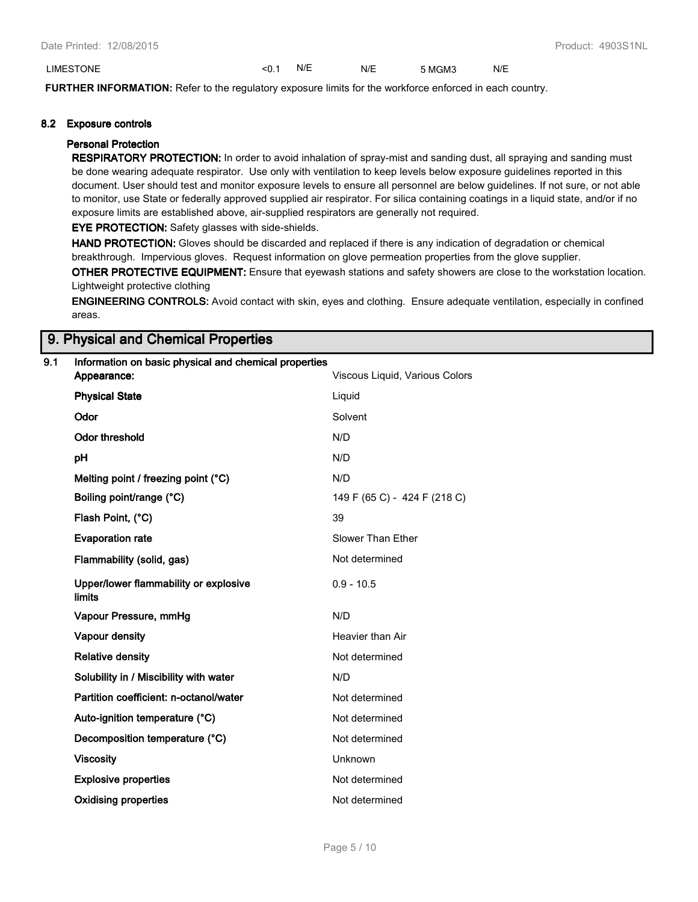| LIMESTONE | <0.1 | N/E | N/E | 5 MGM3 | N/E |
|---|---|---|---|---|---|

**FURTHER INFORMATION:** Refer to the regulatory exposure limits for the workforce enforced in each country.

### 8.2 Exposure controls

#### Personal Protection

**RESPIRATORY PROTECTION:** In order to avoid inhalation of spray-mist and sanding dust, all spraying and sanding must be done wearing adequate respirator. Use only with ventilation to keep levels below exposure guidelines reported in this document. User should test and monitor exposure levels to ensure all personnel are below guidelines. If not sure, or not able to monitor, use State or federally approved supplied air respirator. For silica containing coatings in a liquid state, and/or if no exposure limits are established above, air-supplied respirators are generally not required.

**EYE PROTECTION:** Safety glasses with side-shields.

**HAND PROTECTION:** Gloves should be discarded and replaced if there is any indication of degradation or chemical breakthrough. Impervious gloves. Request information on glove permeation properties from the glove supplier.

**OTHER PROTECTIVE EQUIPMENT:** Ensure that eyewash stations and safety showers are close to the workstation location. Lightweight protective clothing

**ENGINEERING CONTROLS:** Avoid contact with skin, eyes and clothing. Ensure adequate ventilation, especially in confined areas.

## 9. Physical and Chemical Properties

### 9.1 Information on basic physical and chemical properties

| Property | Value |
|---|---|
| **Appearance:** | Viscous Liquid, Various Colors |
| **Physical State** | Liquid |
| **Odor** | Solvent |
| **Odor threshold** | N/D |
| **pH** | N/D |
| **Melting point / freezing point (°C)** | N/D |
| **Boiling point/range (°C)** | 149 F (65 C) - 424 F (218 C) |
| **Flash Point, (°C)** | 39 |
| **Evaporation rate** | Slower Than Ether |
| **Flammability (solid, gas)** | Not determined |
| **Upper/lower flammability or explosive limits** | 0.9 - 10.5 |
| **Vapour Pressure, mmHg** | N/D |
| **Vapour density** | Heavier than Air |
| **Relative density** | Not determined |
| **Solubility in / Miscibility with water** | N/D |
| **Partition coefficient: n-octanol/water** | Not determined |
| **Auto-ignition temperature (°C)** | Not determined |
| **Decomposition temperature (°C)** | Not determined |
| **Viscosity** | Unknown |
| **Explosive properties** | Not determined |
| **Oxidising properties** | Not determined |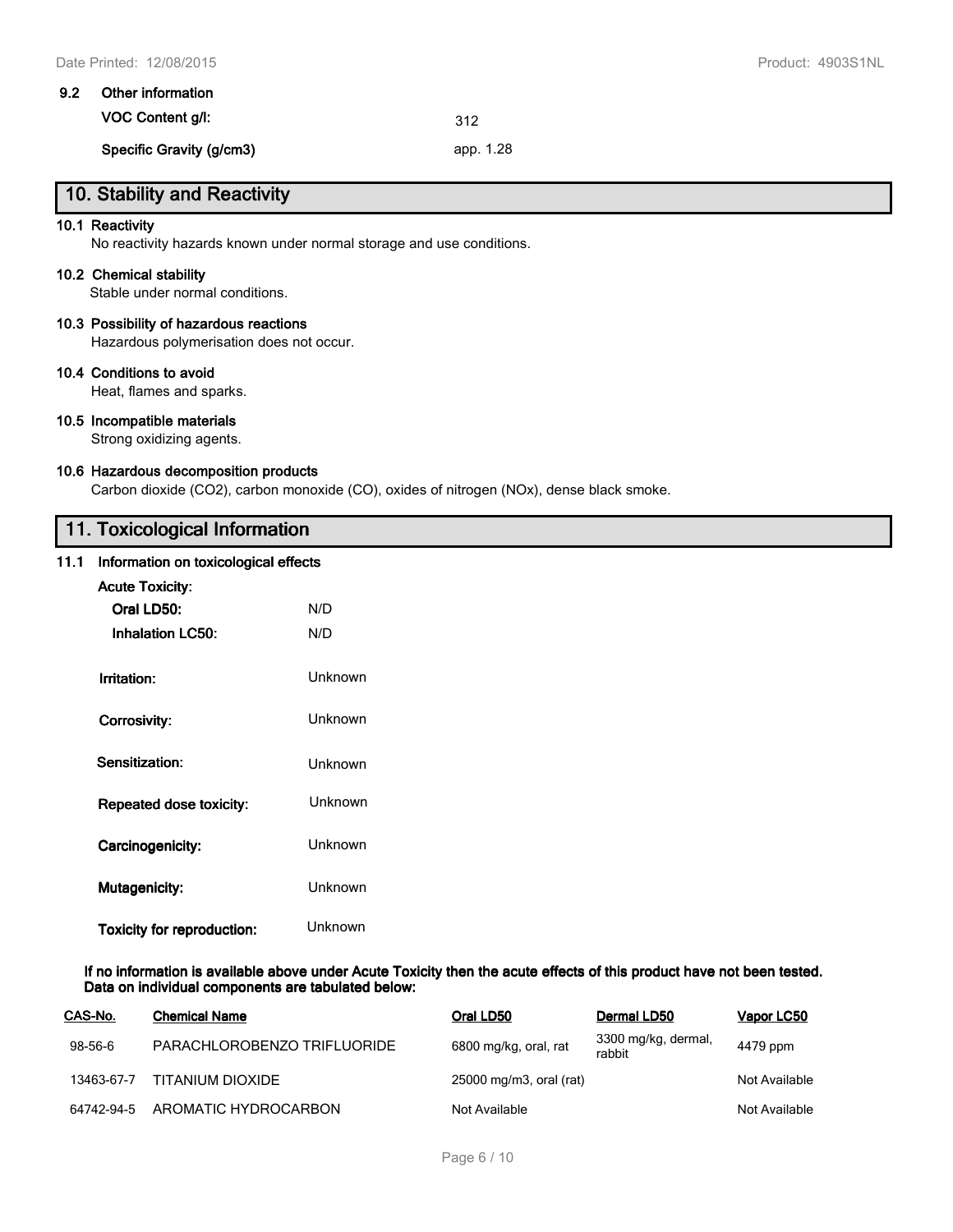### 9.2 Other information

| | |
|---|---|
| **VOC Content g/l:** | 312 |
| **Specific Gravity (g/cm3)** | app. 1.28 |

## 10. Stability and Reactivity

**10.1 Reactivity**
No reactivity hazards known under normal storage and use conditions.

**10.2 Chemical stability**
Stable under normal conditions.

**10.3 Possibility of hazardous reactions**
Hazardous polymerisation does not occur.

**10.4 Conditions to avoid**
Heat, flames and sparks.

**10.5 Incompatible materials**
Strong oxidizing agents.

**10.6 Hazardous decomposition products**
Carbon dioxide ($CO_2$), carbon monoxide (CO), oxides of nitrogen (NOx), dense black smoke.

## 11. Toxicological Information

### 11.1 Information on toxicological effects

**Acute Toxicity:**

| | |
|---|---|
| **Oral LD50:** | N/D |
| **Inhalation LC50:** | N/D |
| **Irritation:** | Unknown |
| **Corrosivity:** | Unknown |
| **Sensitization:** | Unknown |
| **Repeated dose toxicity:** | Unknown |
| **Carcinogenicity:** | Unknown |
| **Mutagenicity:** | Unknown |
| **Toxicity for reproduction:** | Unknown |

**If no information is available above under Acute Toxicity then the acute effects of this product have not been tested. Data on individual components are tabulated below:**

| CAS-No. | Chemical Name | Oral LD50 | Dermal LD50 | Vapor LC50 |
|---|---|---|---|---|
| 98-56-6 | PARACHLOROBENZO TRIFLUORIDE | 6800 mg/kg, oral, rat | 3300 mg/kg, dermal, rabbit | 4479 ppm |
| 13463-67-7 | TITANIUM DIOXIDE | 25000 mg/m3, oral (rat) | | Not Available |
| 64742-94-5 | AROMATIC HYDROCARBON | Not Available | | Not Available |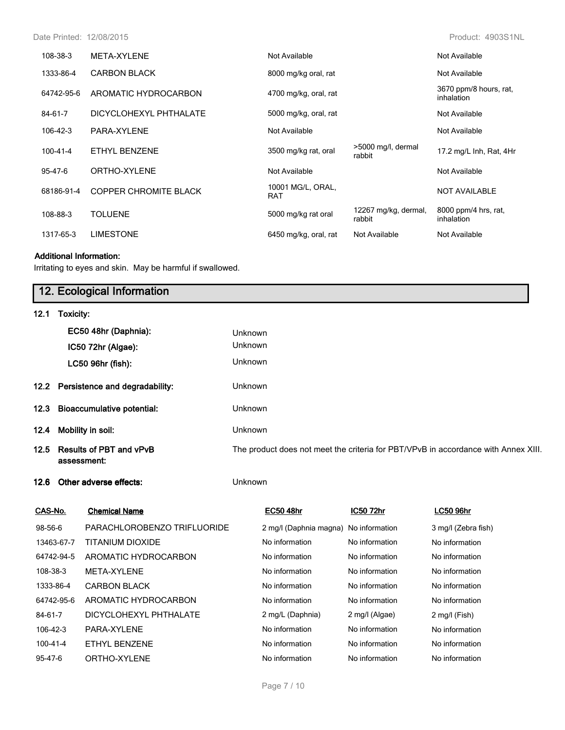| | | | | |
|---|---|---|---|---|
| 108-38-3 | META-XYLENE | Not Available | | Not Available |
| 1333-86-4 | CARBON BLACK | 8000 mg/kg oral, rat | | Not Available |
| 64742-95-6 | AROMATIC HYDROCARBON | 4700 mg/kg, oral, rat | | 3670 ppm/8 hours, rat, inhalation |
| 84-61-7 | DICYCLOHEXYL PHTHALATE | 5000 mg/kg, oral, rat | | Not Available |
| 106-42-3 | PARA-XYLENE | Not Available | | Not Available |
| 100-41-4 | ETHYL BENZENE | 3500 mg/kg rat, oral | >5000 mg/l, dermal rabbit | 17.2 mg/L Inh, Rat, 4Hr |
| 95-47-6 | ORTHO-XYLENE | Not Available | | Not Available |
| 68186-91-4 | COPPER CHROMITE BLACK | 10001 MG/L, ORAL, RAT | | NOT AVAILABLE |
| 108-88-3 | TOLUENE | 5000 mg/kg rat oral | 12267 mg/kg, dermal, rabbit | 8000 ppm/4 hrs, rat, inhalation |
| 1317-65-3 | LIMESTONE | 6450 mg/kg, oral, rat | Not Available | Not Available |

**Additional Information:**

Irritating to eyes and skin. May be harmful if swallowed.

## 12. Ecological Information

**12.1 Toxicity:**

**EC50 48hr (Daphnia):** Unknown

**IC50 72hr (Algae):** Unknown

**LC50 96hr (fish):** Unknown

**12.2 Persistence and degradability:** Unknown

**12.3 Bioaccumulative potential:** Unknown

**12.4 Mobility in soil:** Unknown

**12.5 Results of PBT and vPvB assessment:** The product does not meet the criteria for PBT/VPvB in accordance with Annex XIII.

**12.6 Other adverse effects:** Unknown

| CAS-No. | Chemical Name | EC50 48hr | IC50 72hr | LC50 96hr |
|---|---|---|---|---|
| 98-56-6 | PARACHLOROBENZO TRIFLUORIDE | 2 mg/l (Daphnia magna) | No information | 3 mg/l (Zebra fish) |
| 13463-67-7 | TITANIUM DIOXIDE | No information | No information | No information |
| 64742-94-5 | AROMATIC HYDROCARBON | No information | No information | No information |
| 108-38-3 | META-XYLENE | No information | No information | No information |
| 1333-86-4 | CARBON BLACK | No information | No information | No information |
| 64742-95-6 | AROMATIC HYDROCARBON | No information | No information | No information |
| 84-61-7 | DICYCLOHEXYL PHTHALATE | 2 mg/L (Daphnia) | 2 mg/l (Algae) | 2 mg/l (Fish) |
| 106-42-3 | PARA-XYLENE | No information | No information | No information |
| 100-41-4 | ETHYL BENZENE | No information | No information | No information |
| 95-47-6 | ORTHO-XYLENE | No information | No information | No information |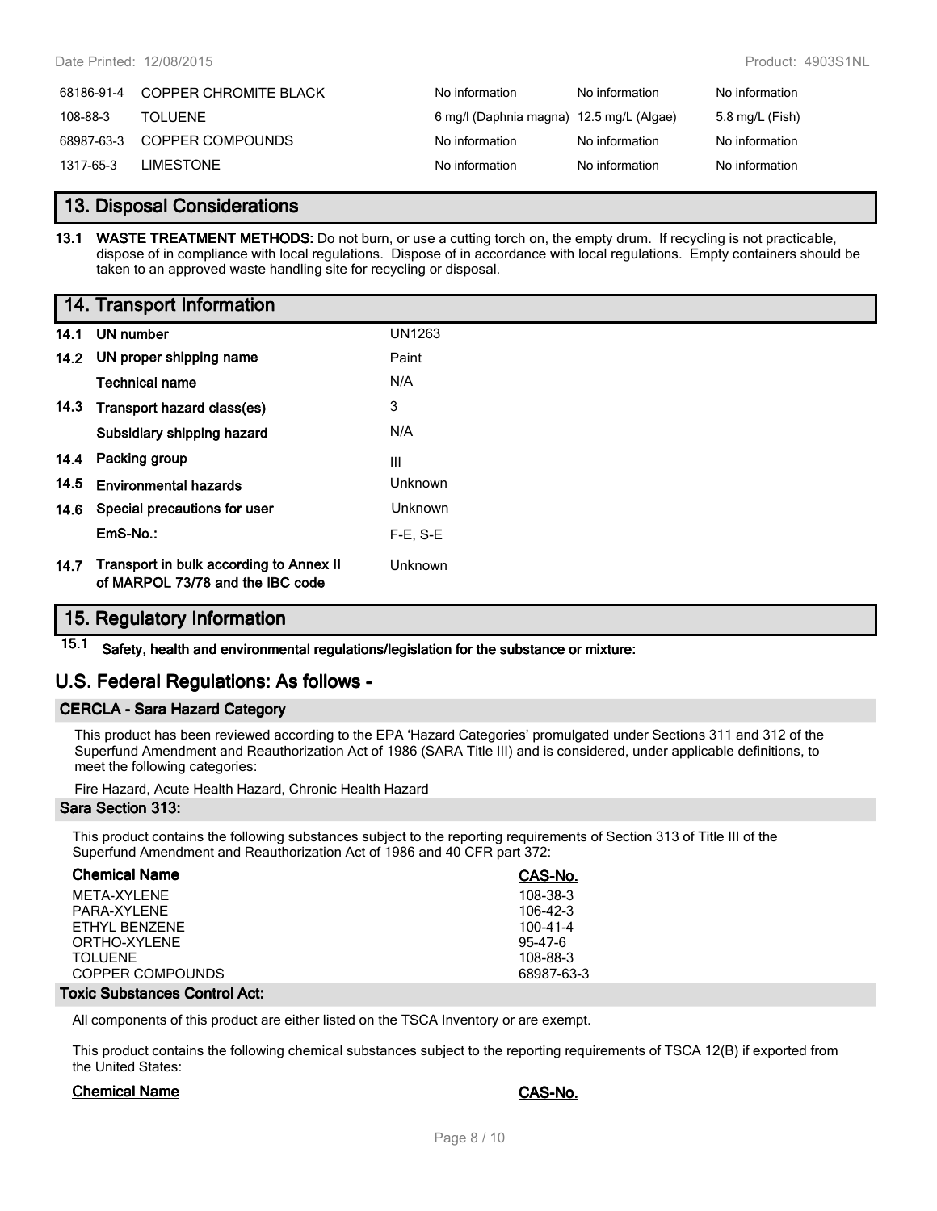| | | | | |
|---|---|---|---|---|
| 68186-91-4 | COPPER CHROMITE BLACK | No information | No information | No information |
| 108-88-3 | TOLUENE | 6 mg/l (Daphnia magna) | 12.5 mg/L (Algae) | 5.8 mg/L (Fish) |
| 68987-63-3 | COPPER COMPOUNDS | No information | No information | No information |
| 1317-65-3 | LIMESTONE | No information | No information | No information |

## 13. Disposal Considerations

**13.1 WASTE TREATMENT METHODS:** Do not burn, or use a cutting torch on, the empty drum. If recycling is not practicable, dispose of in compliance with local regulations. Dispose of in accordance with local regulations. Empty containers should be taken to an approved waste handling site for recycling or disposal.

## 14. Transport Information

| | | |
|---|---|---|
| **14.1** | **UN number** | UN1263 |
| **14.2** | **UN proper shipping name** | Paint |
| | **Technical name** | N/A |
| **14.3** | **Transport hazard class(es)** | 3 |
| | **Subsidiary shipping hazard** | N/A |
| **14.4** | **Packing group** | III |
| **14.5** | **Environmental hazards** | Unknown |
| **14.6** | **Special precautions for user** | Unknown |
| | **EmS-No.:** | F-E, S-E |
| **14.7** | **Transport in bulk according to Annex II of MARPOL 73/78 and the IBC code** | Unknown |

## 15. Regulatory Information

**15.1 Safety, health and environmental regulations/legislation for the substance or mixture:**

## U.S. Federal Regulations: As follows -

### CERCLA - Sara Hazard Category

This product has been reviewed according to the EPA 'Hazard Categories' promulgated under Sections 311 and 312 of the Superfund Amendment and Reauthorization Act of 1986 (SARA Title III) and is considered, under applicable definitions, to meet the following categories:

Fire Hazard, Acute Health Hazard, Chronic Health Hazard

### Sara Section 313:

This product contains the following substances subject to the reporting requirements of Section 313 of Title III of the Superfund Amendment and Reauthorization Act of 1986 and 40 CFR part 372:

| Chemical Name | CAS-No. |
|---|---|
| META-XYLENE | 108-38-3 |
| PARA-XYLENE | 106-42-3 |
| ETHYL BENZENE | 100-41-4 |
| ORTHO-XYLENE | 95-47-6 |
| TOLUENE | 108-88-3 |
| COPPER COMPOUNDS | 68987-63-3 |

### Toxic Substances Control Act:

All components of this product are either listed on the TSCA Inventory or are exempt.

This product contains the following chemical substances subject to the reporting requirements of TSCA 12(B) if exported from the United States:

| Chemical Name | CAS-No. |
|---|---|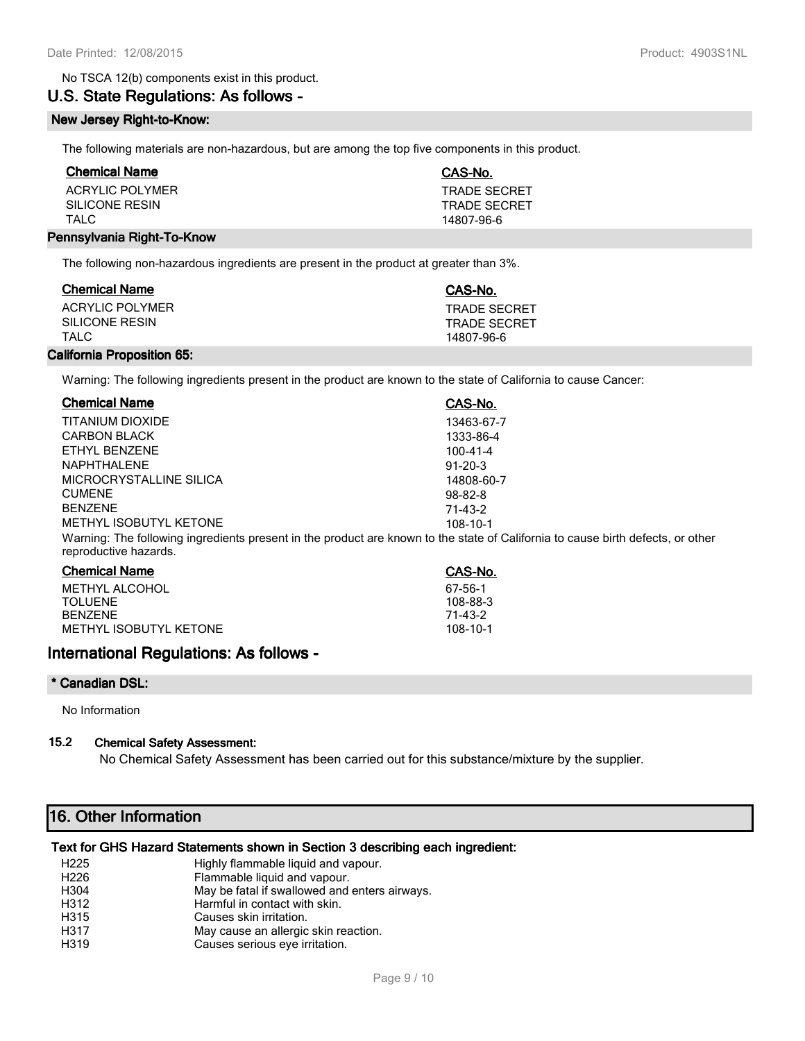No TSCA 12(b) components exist in this product.

## U.S. State Regulations: As follows -

### New Jersey Right-to-Know:

The following materials are non-hazardous, but are among the top five components in this product.

| Chemical Name | CAS-No. |
|---|---|
| ACRYLIC POLYMER | TRADE SECRET |
| SILICONE RESIN | TRADE SECRET |
| TALC | 14807-96-6 |

### Pennsylvania Right-To-Know

The following non-hazardous ingredients are present in the product at greater than 3%.

| Chemical Name | CAS-No. |
|---|---|
| ACRYLIC POLYMER | TRADE SECRET |
| SILICONE RESIN | TRADE SECRET |
| TALC | 14807-96-6 |

### California Proposition 65:

Warning: The following ingredients present in the product are known to the state of California to cause Cancer:

| Chemical Name | CAS-No. |
|---|---|
| TITANIUM DIOXIDE | 13463-67-7 |
| CARBON BLACK | 1333-86-4 |
| ETHYL BENZENE | 100-41-4 |
| NAPHTHALENE | 91-20-3 |
| MICROCRYSTALLINE SILICA | 14808-60-7 |
| CUMENE | 98-82-8 |
| BENZENE | 71-43-2 |
| METHYL ISOBUTYL KETONE | 108-10-1 |

Warning: The following ingredients present in the product are known to the state of California to cause birth defects, or other reproductive hazards.

| Chemical Name | CAS-No. |
|---|---|
| METHYL ALCOHOL | 67-56-1 |
| TOLUENE | 108-88-3 |
| BENZENE | 71-43-2 |
| METHYL ISOBUTYL KETONE | 108-10-1 |

## International Regulations: As follows -

### * Canadian DSL:

No Information

### 15.2 Chemical Safety Assessment:

No Chemical Safety Assessment has been carried out for this substance/mixture by the supplier.

## 16. Other Information

### Text for GHS Hazard Statements shown in Section 3 describing each ingredient:

| | |
|---|---|
| H225 | Highly flammable liquid and vapour. |
| H226 | Flammable liquid and vapour. |
| H304 | May be fatal if swallowed and enters airways. |
| H312 | Harmful in contact with skin. |
| H315 | Causes skin irritation. |
| H317 | May cause an allergic skin reaction. |
| H319 | Causes serious eye irritation. |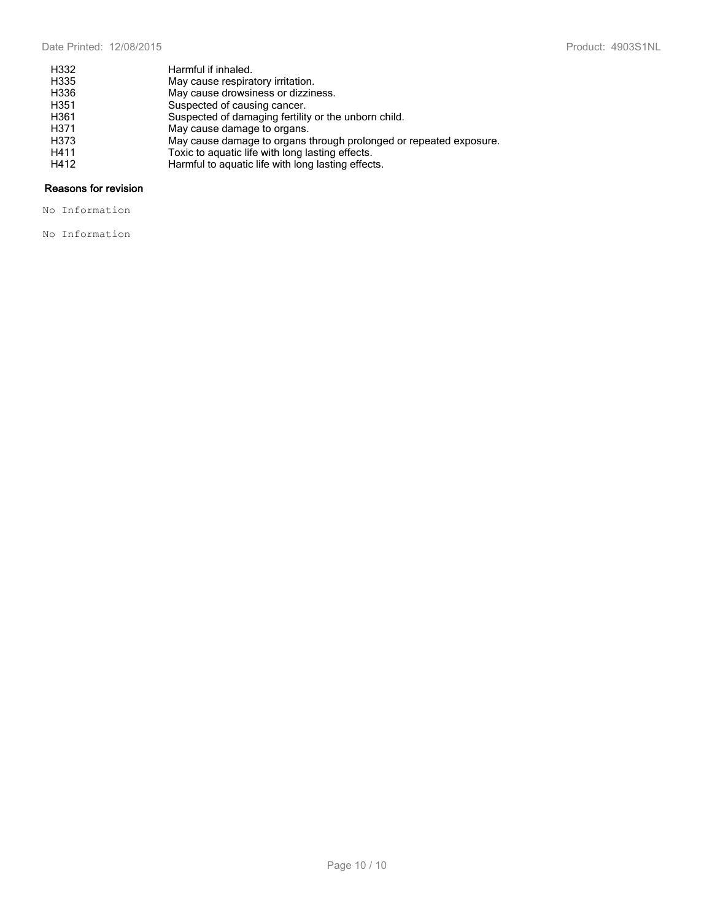| | |
|---|---|
| H332 | Harmful if inhaled. |
| H335 | May cause respiratory irritation. |
| H336 | May cause drowsiness or dizziness. |
| H351 | Suspected of causing cancer. |
| H361 | Suspected of damaging fertility or the unborn child. |
| H371 | May cause damage to organs. |
| H373 | May cause damage to organs through prolonged or repeated exposure. |
| H411 | Toxic to aquatic life with long lasting effects. |
| H412 | Harmful to aquatic life with long lasting effects. |

### Reasons for revision

No Information

No Information